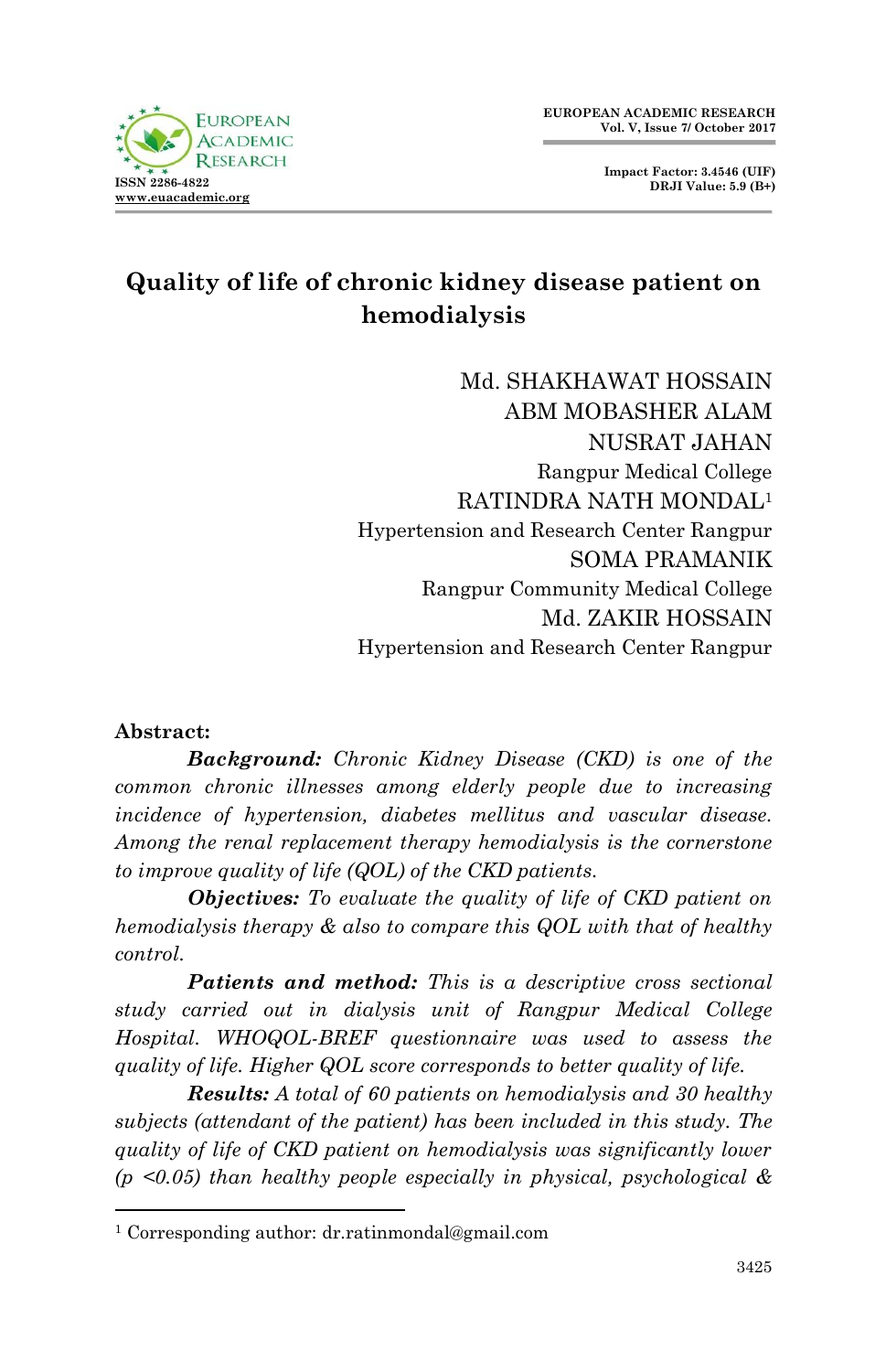# Quality of life of chronic kidney disease patient on hemodialysis

Md. SHAKHAWAT HOSSAIN
ABM MOBASHER ALAM
NUSRAT JAHAN
Rangpur Medical College
RATINDRA NATH MONDAL[1]
Hypertension and Research Center Rangpur
SOMA PRAMANIK
Rangpur Community Medical College
Md. ZAKIR HOSSAIN
Hypertension and Research Center Rangpur

**Abstract:**

***Background:*** *Chronic Kidney Disease (CKD) is one of the common chronic illnesses among elderly people due to increasing incidence of hypertension, diabetes mellitus and vascular disease. Among the renal replacement therapy hemodialysis is the cornerstone to improve quality of life (QOL) of the CKD patients.*

***Objectives:*** *To evaluate the quality of life of CKD patient on hemodialysis therapy & also to compare this QOL with that of healthy control.*

***Patients and method:*** *This is a descriptive cross sectional study carried out in dialysis unit of Rangpur Medical College Hospital. WHOQOL-BREF questionnaire was used to assess the quality of life. Higher QOL score corresponds to better quality of life.*

***Results:*** *A total of 60 patients on hemodialysis and 30 healthy subjects (attendant of the patient) has been included in this study. The quality of life of CKD patient on hemodialysis was significantly lower ($p < 0.05$) than healthy people especially in physical, psychological &*

[1] Corresponding author: dr.ratinmondal@gmail.com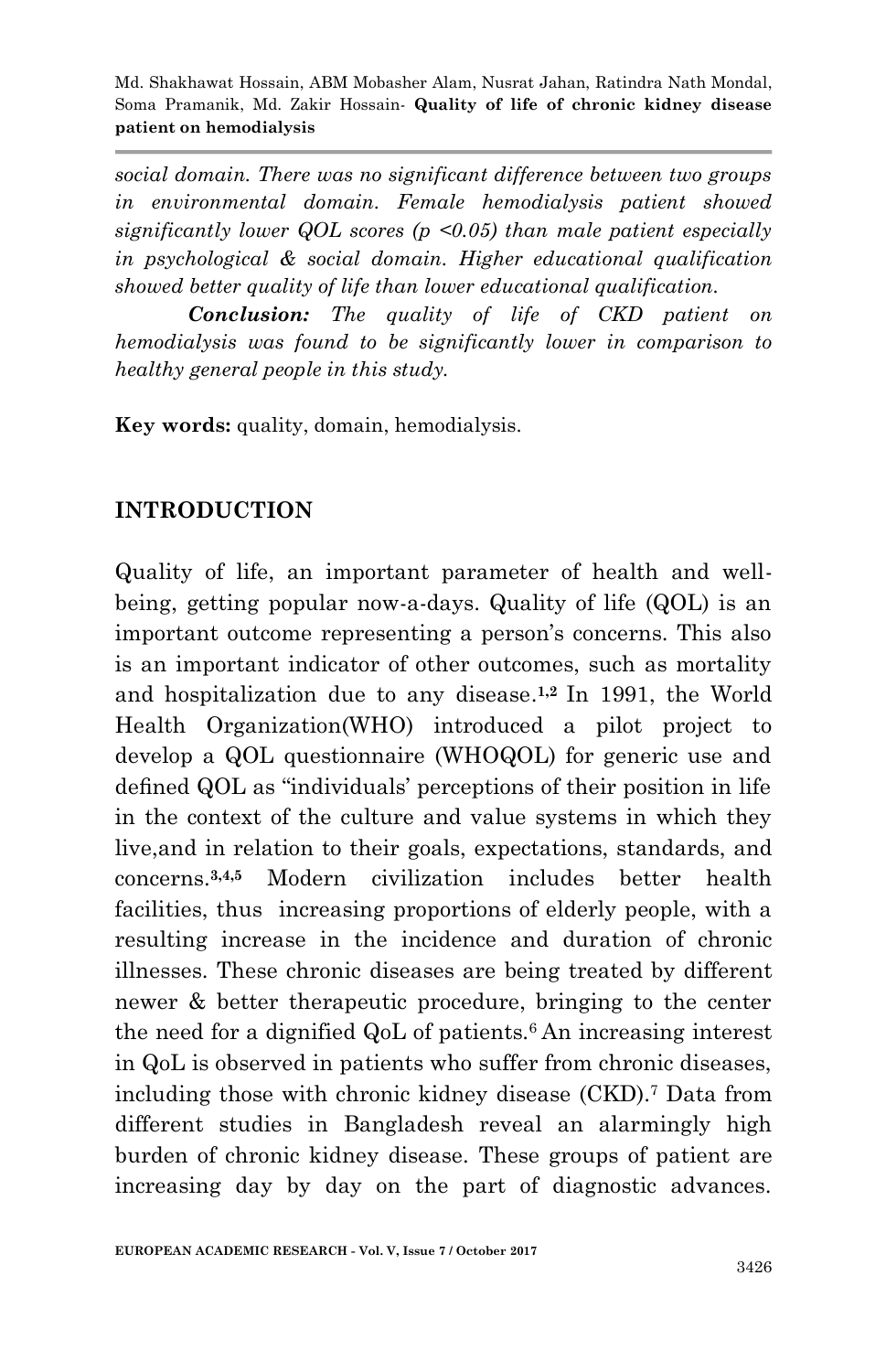*social domain. There was no significant difference between two groups in environmental domain. Female hemodialysis patient showed significantly lower QOL scores (p <0.05) than male patient especially in psychological & social domain. Higher educational qualification showed better quality of life than lower educational qualification.*

***Conclusion:*** *The quality of life of CKD patient on hemodialysis was found to be significantly lower in comparison to healthy general people in this study.*

**Key words:** quality, domain, hemodialysis.

## INTRODUCTION

Quality of life, an important parameter of health and well-being, getting popular now-a-days. Quality of life (QOL) is an important outcome representing a person's concerns. This also is an important indicator of other outcomes, such as mortality and hospitalization due to any disease.[1,2] In 1991, the World Health Organization(WHO) introduced a pilot project to develop a QOL questionnaire (WHOQOL) for generic use and defined QOL as "individuals' perceptions of their position in life in the context of the culture and value systems in which they live,and in relation to their goals, expectations, standards, and concerns.[3,4,5] Modern civilization includes better health facilities, thus increasing proportions of elderly people, with a resulting increase in the incidence and duration of chronic illnesses. These chronic diseases are being treated by different newer & better therapeutic procedure, bringing to the center the need for a dignified QoL of patients.[6] An increasing interest in QoL is observed in patients who suffer from chronic diseases, including those with chronic kidney disease (CKD).[7] Data from different studies in Bangladesh reveal an alarmingly high burden of chronic kidney disease. These groups of patient are increasing day by day on the part of diagnostic advances.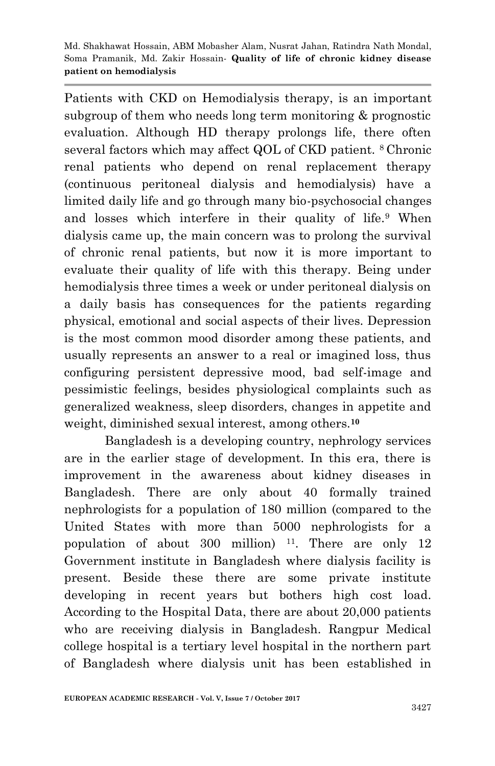Patients with CKD on Hemodialysis therapy, is an important subgroup of them who needs long term monitoring & prognostic evaluation. Although HD therapy prolongs life, there often several factors which may affect QOL of CKD patient. [8] Chronic renal patients who depend on renal replacement therapy (continuous peritoneal dialysis and hemodialysis) have a limited daily life and go through many bio-psychosocial changes and losses which interfere in their quality of life.[9] When dialysis came up, the main concern was to prolong the survival of chronic renal patients, but now it is more important to evaluate their quality of life with this therapy. Being under hemodialysis three times a week or under peritoneal dialysis on a daily basis has consequences for the patients regarding physical, emotional and social aspects of their lives. Depression is the most common mood disorder among these patients, and usually represents an answer to a real or imagined loss, thus configuring persistent depressive mood, bad self-image and pessimistic feelings, besides physiological complaints such as generalized weakness, sleep disorders, changes in appetite and weight, diminished sexual interest, among others.[10]

Bangladesh is a developing country, nephrology services are in the earlier stage of development. In this era, there is improvement in the awareness about kidney diseases in Bangladesh. There are only about 40 formally trained nephrologists for a population of 180 million (compared to the United States with more than 5000 nephrologists for a population of about 300 million) [11]. There are only 12 Government institute in Bangladesh where dialysis facility is present. Beside these there are some private institute developing in recent years but bothers high cost load. According to the Hospital Data, there are about 20,000 patients who are receiving dialysis in Bangladesh. Rangpur Medical college hospital is a tertiary level hospital in the northern part of Bangladesh where dialysis unit has been established in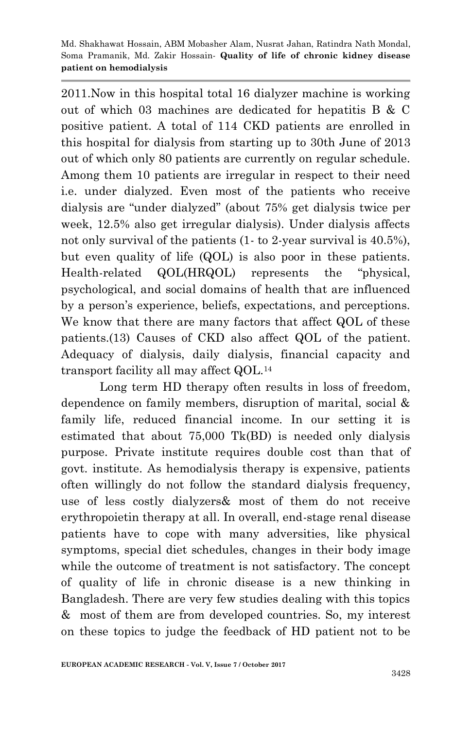2011.Now in this hospital total 16 dialyzer machine is working out of which 03 machines are dedicated for hepatitis B & C positive patient. A total of 114 CKD patients are enrolled in this hospital for dialysis from starting up to 30th June of 2013 out of which only 80 patients are currently on regular schedule. Among them 10 patients are irregular in respect to their need i.e. under dialyzed. Even most of the patients who receive dialysis are "under dialyzed" (about 75% get dialysis twice per week, 12.5% also get irregular dialysis). Under dialysis affects not only survival of the patients (1- to 2-year survival is 40.5%), but even quality of life (QOL) is also poor in these patients. Health-related QOL(HRQOL) represents the "physical, psychological, and social domains of health that are influenced by a person's experience, beliefs, expectations, and perceptions. We know that there are many factors that affect QOL of these patients.(13) Causes of CKD also affect QOL of the patient. Adequacy of dialysis, daily dialysis, financial capacity and transport facility all may affect QOL.[14]

Long term HD therapy often results in loss of freedom, dependence on family members, disruption of marital, social & family life, reduced financial income. In our setting it is estimated that about 75,000 Tk(BD) is needed only dialysis purpose. Private institute requires double cost than that of govt. institute. As hemodialysis therapy is expensive, patients often willingly do not follow the standard dialysis frequency, use of less costly dialyzers& most of them do not receive erythropoietin therapy at all. In overall, end-stage renal disease patients have to cope with many adversities, like physical symptoms, special diet schedules, changes in their body image while the outcome of treatment is not satisfactory. The concept of quality of life in chronic disease is a new thinking in Bangladesh. There are very few studies dealing with this topics & most of them are from developed countries. So, my interest on these topics to judge the feedback of HD patient not to be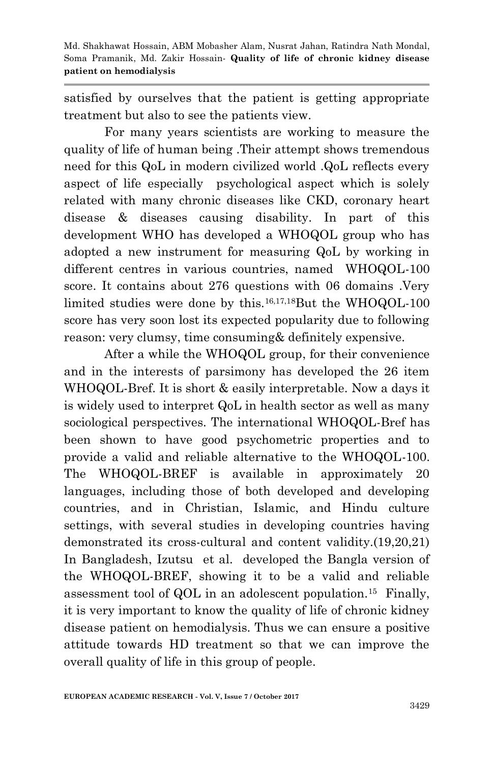satisfied by ourselves that the patient is getting appropriate treatment but also to see the patients view.

For many years scientists are working to measure the quality of life of human being .Their attempt shows tremendous need for this QoL in modern civilized world .QoL reflects every aspect of life especially psychological aspect which is solely related with many chronic diseases like CKD, coronary heart disease & diseases causing disability. In part of this development WHO has developed a WHOQOL group who has adopted a new instrument for measuring QoL by working in different centres in various countries, named WHOQOL-100 score. It contains about 276 questions with 06 domains .Very limited studies were done by this.[16,17,18]But the WHOQOL-100 score has very soon lost its expected popularity due to following reason: very clumsy, time consuming& definitely expensive.

After a while the WHOQOL group, for their convenience and in the interests of parsimony has developed the 26 item WHOQOL-Bref. It is short & easily interpretable. Now a days it is widely used to interpret QoL in health sector as well as many sociological perspectives. The international WHOQOL-Bref has been shown to have good psychometric properties and to provide a valid and reliable alternative to the WHOQOL-100. The WHOQOL-BREF is available in approximately 20 languages, including those of both developed and developing countries, and in Christian, Islamic, and Hindu culture settings, with several studies in developing countries having demonstrated its cross-cultural and content validity.(19,20,21) In Bangladesh, Izutsu et al. developed the Bangla version of the WHOQOL-BREF, showing it to be a valid and reliable assessment tool of QOL in an adolescent population.[15] Finally, it is very important to know the quality of life of chronic kidney disease patient on hemodialysis. Thus we can ensure a positive attitude towards HD treatment so that we can improve the overall quality of life in this group of people.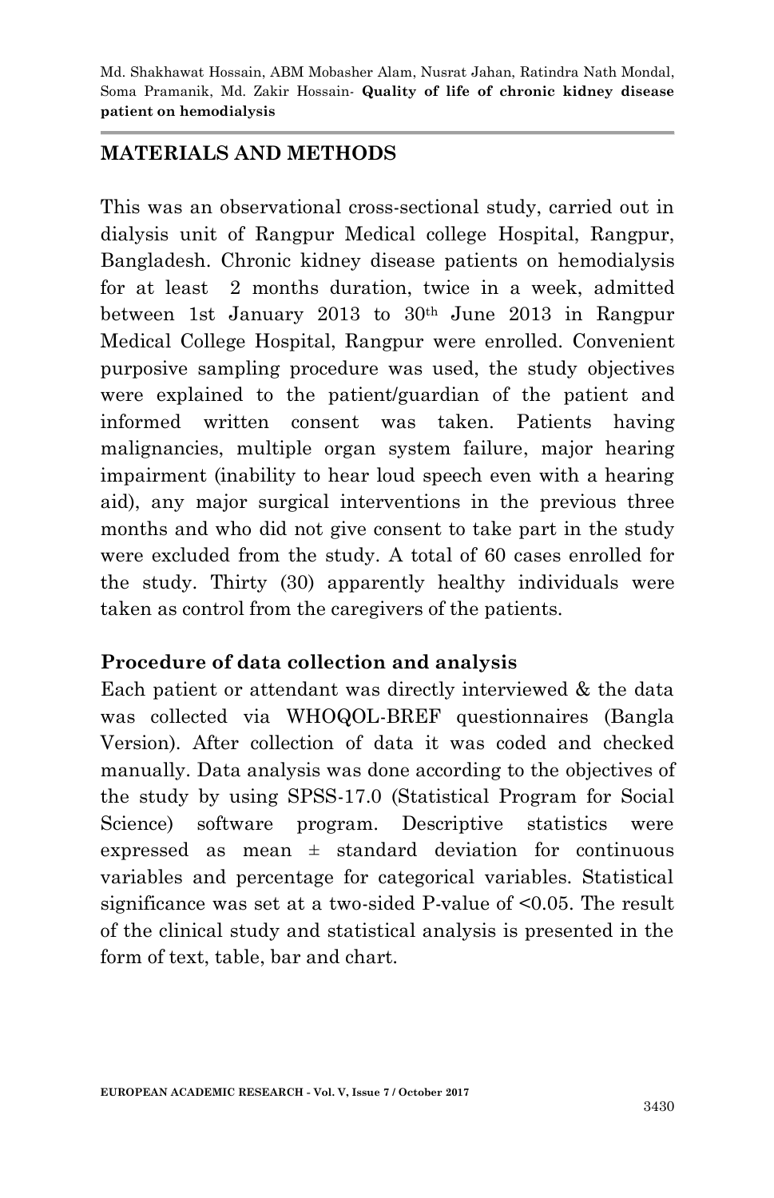## MATERIALS AND METHODS

This was an observational cross-sectional study, carried out in dialysis unit of Rangpur Medical college Hospital, Rangpur, Bangladesh. Chronic kidney disease patients on hemodialysis for at least 2 months duration, twice in a week, admitted between 1st January 2013 to 30th June 2013 in Rangpur Medical College Hospital, Rangpur were enrolled. Convenient purposive sampling procedure was used, the study objectives were explained to the patient/guardian of the patient and informed written consent was taken. Patients having malignancies, multiple organ system failure, major hearing impairment (inability to hear loud speech even with a hearing aid), any major surgical interventions in the previous three months and who did not give consent to take part in the study were excluded from the study. A total of 60 cases enrolled for the study. Thirty (30) apparently healthy individuals were taken as control from the caregivers of the patients.

### Procedure of data collection and analysis

Each patient or attendant was directly interviewed & the data was collected via WHOQOL-BREF questionnaires (Bangla Version). After collection of data it was coded and checked manually. Data analysis was done according to the objectives of the study by using SPSS-17.0 (Statistical Program for Social Science) software program. Descriptive statistics were expressed as mean ± standard deviation for continuous variables and percentage for categorical variables. Statistical significance was set at a two-sided P-value of <0.05. The result of the clinical study and statistical analysis is presented in the form of text, table, bar and chart.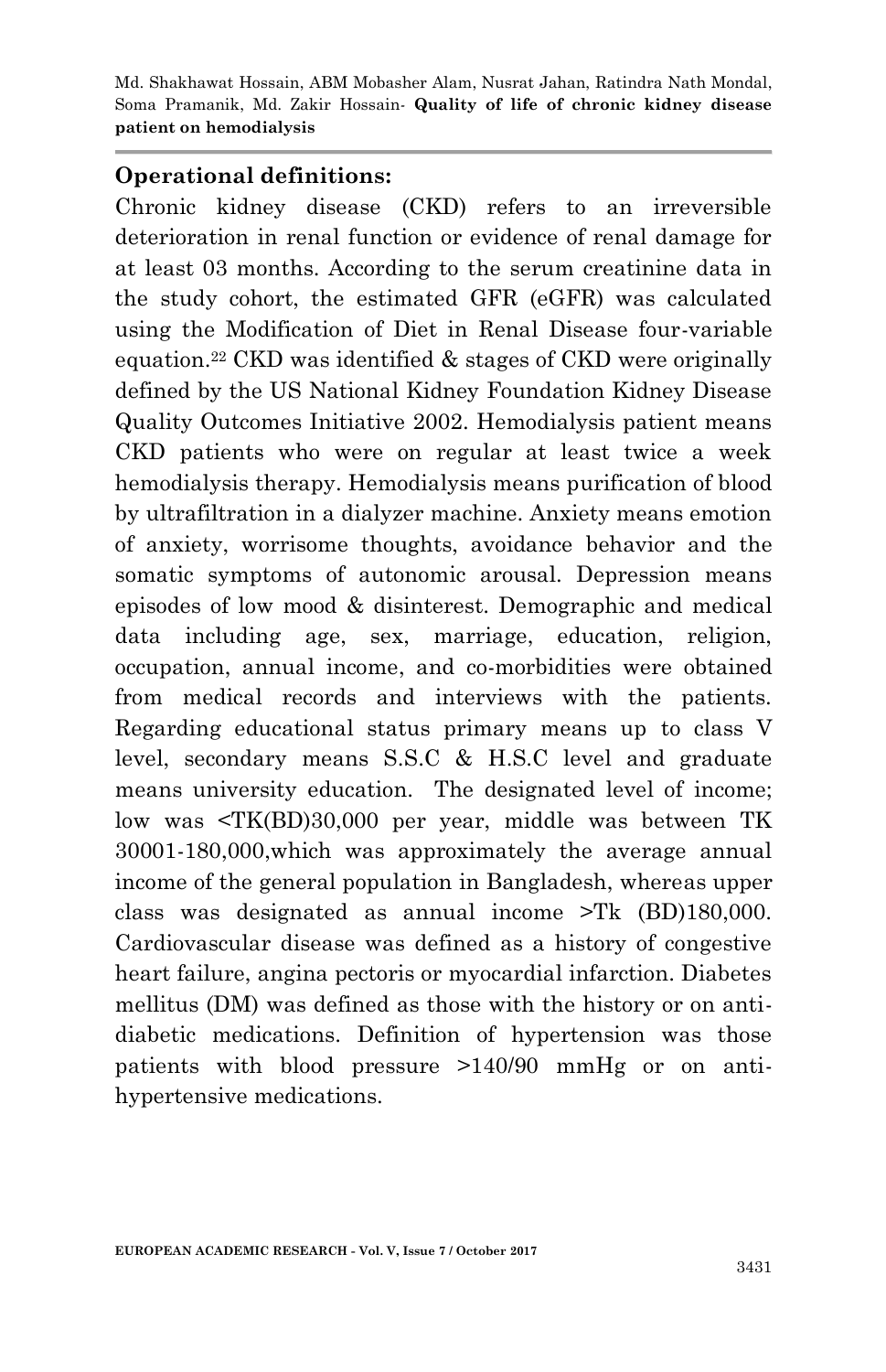## Operational definitions:

Chronic kidney disease (CKD) refers to an irreversible deterioration in renal function or evidence of renal damage for at least 03 months. According to the serum creatinine data in the study cohort, the estimated GFR (eGFR) was calculated using the Modification of Diet in Renal Disease four-variable equation.[22] CKD was identified & stages of CKD were originally defined by the US National Kidney Foundation Kidney Disease Quality Outcomes Initiative 2002. Hemodialysis patient means CKD patients who were on regular at least twice a week hemodialysis therapy. Hemodialysis means purification of blood by ultrafiltration in a dialyzer machine. Anxiety means emotion of anxiety, worrisome thoughts, avoidance behavior and the somatic symptoms of autonomic arousal. Depression means episodes of low mood & disinterest. Demographic and medical data including age, sex, marriage, education, religion, occupation, annual income, and co-morbidities were obtained from medical records and interviews with the patients. Regarding educational status primary means up to class V level, secondary means S.S.C & H.S.C level and graduate means university education. The designated level of income; low was <TK(BD)30,000 per year, middle was between TK 30001-180,000,which was approximately the average annual income of the general population in Bangladesh, whereas upper class was designated as annual income >Tk (BD)180,000. Cardiovascular disease was defined as a history of congestive heart failure, angina pectoris or myocardial infarction. Diabetes mellitus (DM) was defined as those with the history or on anti-diabetic medications. Definition of hypertension was those patients with blood pressure >140/90 mmHg or on anti-hypertensive medications.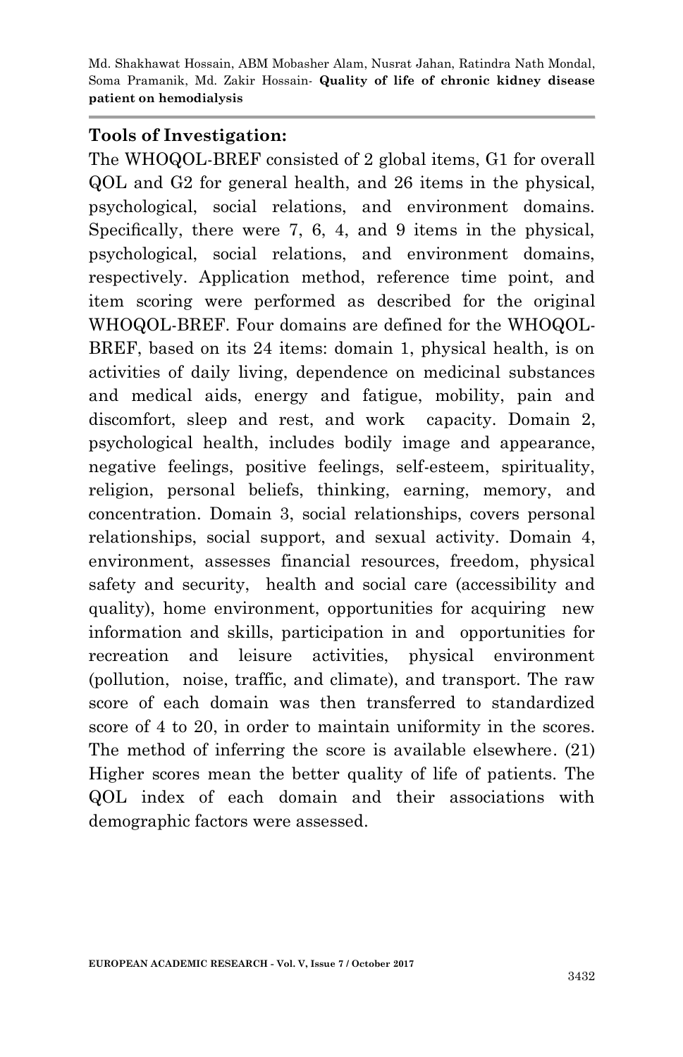## Tools of Investigation:

The WHOQOL-BREF consisted of 2 global items, G1 for overall QOL and G2 for general health, and 26 items in the physical, psychological, social relations, and environment domains. Specifically, there were 7, 6, 4, and 9 items in the physical, psychological, social relations, and environment domains, respectively. Application method, reference time point, and item scoring were performed as described for the original WHOQOL-BREF. Four domains are defined for the WHOQOL-BREF, based on its 24 items: domain 1, physical health, is on activities of daily living, dependence on medicinal substances and medical aids, energy and fatigue, mobility, pain and discomfort, sleep and rest, and work capacity. Domain 2, psychological health, includes bodily image and appearance, negative feelings, positive feelings, self-esteem, spirituality, religion, personal beliefs, thinking, earning, memory, and concentration. Domain 3, social relationships, covers personal relationships, social support, and sexual activity. Domain 4, environment, assesses financial resources, freedom, physical safety and security, health and social care (accessibility and quality), home environment, opportunities for acquiring new information and skills, participation in and opportunities for recreation and leisure activities, physical environment (pollution, noise, traffic, and climate), and transport. The raw score of each domain was then transferred to standardized score of 4 to 20, in order to maintain uniformity in the scores. The method of inferring the score is available elsewhere. (21) Higher scores mean the better quality of life of patients. The QOL index of each domain and their associations with demographic factors were assessed.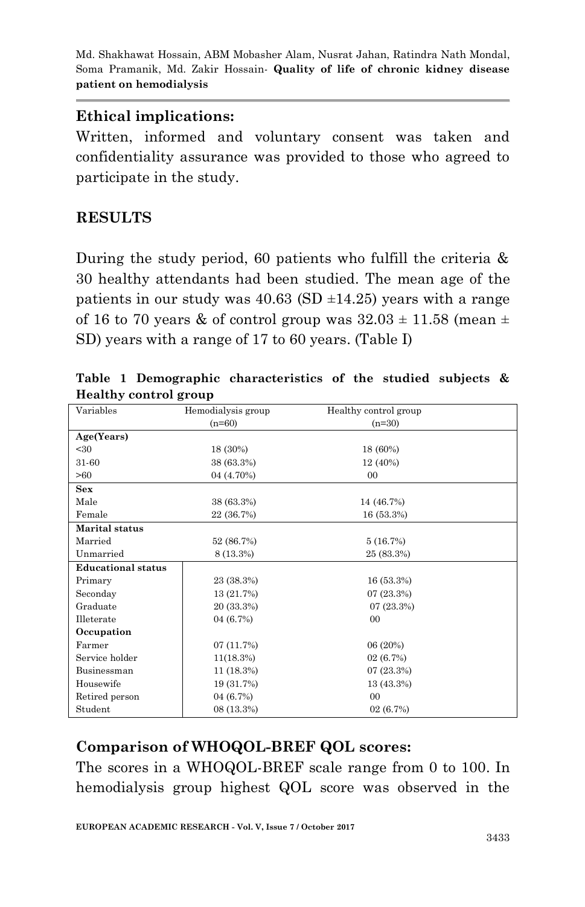## Ethical implications:

Written, informed and voluntary consent was taken and confidentiality assurance was provided to those who agreed to participate in the study.

## RESULTS

During the study period, 60 patients who fulfill the criteria & 30 healthy attendants had been studied. The mean age of the patients in our study was 40.63 (SD ±14.25) years with a range of 16 to 70 years & of control group was 32.03 ± 11.58 (mean ± SD) years with a range of 17 to 60 years. (Table I)

**Table 1 Demographic characteristics of the studied subjects & Healthy control group**

| Variables | Hemodialysis group (n=60) | Healthy control group (n=30) |
|---|---|---|
| **Age(Years)** | | |
| <30 | 18 (30%) | 18 (60%) |
| 31-60 | 38 (63.3%) | 12 (40%) |
| >60 | 04 (4.70%) | 00 |
| **Sex** | | |
| Male | 38 (63.3%) | 14 (46.7%) |
| Female | 22 (36.7%) | 16 (53.3%) |
| **Marital status** | | |
| Married | 52 (86.7%) | 5 (16.7%) |
| Unmarried | 8 (13.3%) | 25 (83.3%) |
| **Educational status** | | |
| Primary | 23 (38.3%) | 16 (53.3%) |
| Seconday | 13 (21.7%) | 07 (23.3%) |
| Graduate | 20 (33.3%) | 07 (23.3%) |
| Illeterate | 04 (6.7%) | 00 |
| **Occupation** | | |
| Farmer | 07 (11.7%) | 06 (20%) |
| Service holder | 11(18.3%) | 02 (6.7%) |
| Businessman | 11 (18.3%) | 07 (23.3%) |
| Housewife | 19 (31.7%) | 13 (43.3%) |
| Retired person | 04 (6.7%) | 00 |
| Student | 08 (13.3%) | 02 (6.7%) |

## Comparison of WHOQOL-BREF QOL scores:

The scores in a WHOQOL-BREF scale range from 0 to 100. In hemodialysis group highest QOL score was observed in the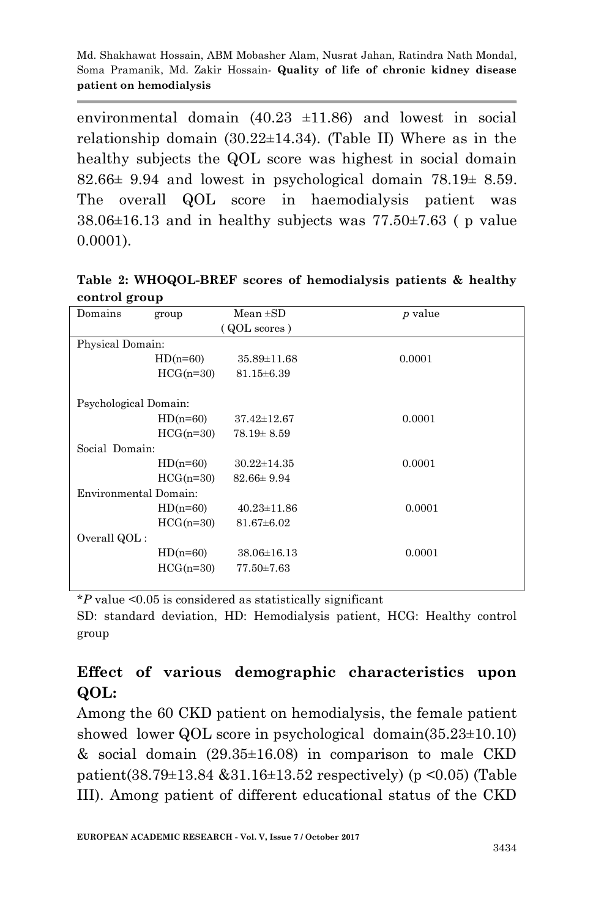environmental domain (40.23 ±11.86) and lowest in social relationship domain (30.22±14.34). (Table II) Where as in the healthy subjects the QOL score was highest in social domain 82.66± 9.94 and lowest in psychological domain 78.19± 8.59. The overall QOL score in haemodialysis patient was 38.06±16.13 and in healthy subjects was 77.50±7.63 ( p value 0.0001).

**Table 2: WHOQOL-BREF scores of hemodialysis patients & healthy control group**

| Domains | group | Mean ±SD ( QOL scores ) | *p* value |
|---|---|---|---|
| Physical Domain: | | | |
| | HD(n=60) | 35.89±11.68 | 0.0001 |
| | HCG(n=30) | 81.15±6.39 | |
| Psychological Domain: | | | |
| | HD(n=60) | 37.42±12.67 | 0.0001 |
| | HCG(n=30) | 78.19± 8.59 | |
| Social Domain: | | | |
| | HD(n=60) | 30.22±14.35 | 0.0001 |
| | HCG(n=30) | 82.66± 9.94 | |
| Environmental Domain: | | | |
| | HD(n=60) | 40.23±11.86 | 0.0001 |
| | HCG(n=30) | 81.67±6.02 | |
| Overall QOL : | | | |
| | HD(n=60) | 38.06±16.13 | 0.0001 |
| | HCG(n=30) | 77.50±7.63 | |

**P* value <0.05 is considered as statistically significant

SD: standard deviation, HD: Hemodialysis patient, HCG: Healthy control group

## Effect of various demographic characteristics upon QOL:

Among the 60 CKD patient on hemodialysis, the female patient showed lower QOL score in psychological domain(35.23±10.10) & social domain (29.35±16.08) in comparison to male CKD patient(38.79±13.84 &31.16±13.52 respectively) ($p < 0.05$) (Table III). Among patient of different educational status of the CKD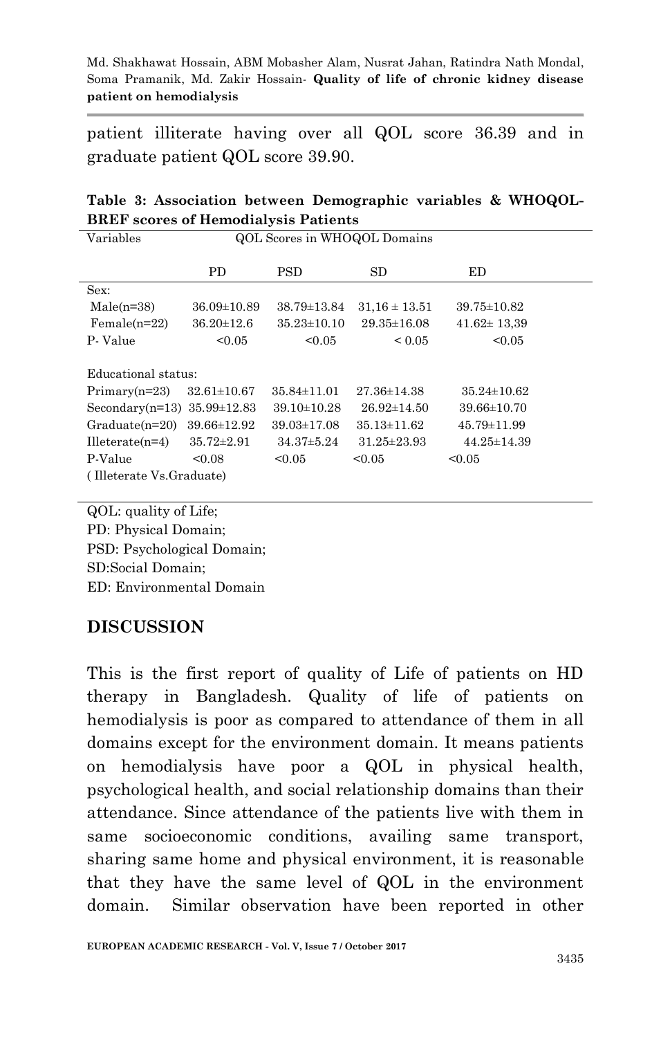patient illiterate having over all QOL score 36.39 and in graduate patient QOL score 39.90.

**Table 3: Association between Demographic variables & WHOQOL-BREF scores of Hemodialysis Patients**

| Variables | QOL Scores in WHOQOL Domains | | | |
|---|---|---|---|---|
| | PD | PSD | SD | ED |
| Sex: | | | | |
| Male(n=38) | 36.09±10.89 | 38.79±13.84 | 31,16 ± 13.51 | 39.75±10.82 |
| Female(n=22) | 36.20±12.6 | 35.23±10.10 | 29.35±16.08 | 41.62± 13,39 |
| P- Value | <0.05 | <0.05 | < 0.05 | <0.05 |
| Educational status: | | | | |
| Primary(n=23) | 32.61±10.67 | 35.84±11.01 | 27.36±14.38 | 35.24±10.62 |
| Secondary(n=13) | 35.99±12.83 | 39.10±10.28 | 26.92±14.50 | 39.66±10.70 |
| Graduate(n=20) | 39.66±12.92 | 39.03±17.08 | 35.13±11.62 | 45.79±11.99 |
| Illeterate(n=4) | 35.72±2.91 | 34.37±5.24 | 31.25±23.93 | 44.25±14.39 |
| P-Value ( Illeterate Vs.Graduate) | <0.08 | <0.05 | <0.05 | <0.05 |

QOL: quality of Life;
PD: Physical Domain;
PSD: Psychological Domain;
SD:Social Domain;
ED: Environmental Domain

## DISCUSSION

This is the first report of quality of Life of patients on HD therapy in Bangladesh. Quality of life of patients on hemodialysis is poor as compared to attendance of them in all domains except for the environment domain. It means patients on hemodialysis have poor a QOL in physical health, psychological health, and social relationship domains than their attendance. Since attendance of the patients live with them in same socioeconomic conditions, availing same transport, sharing same home and physical environment, it is reasonable that they have the same level of QOL in the environment domain. Similar observation have been reported in other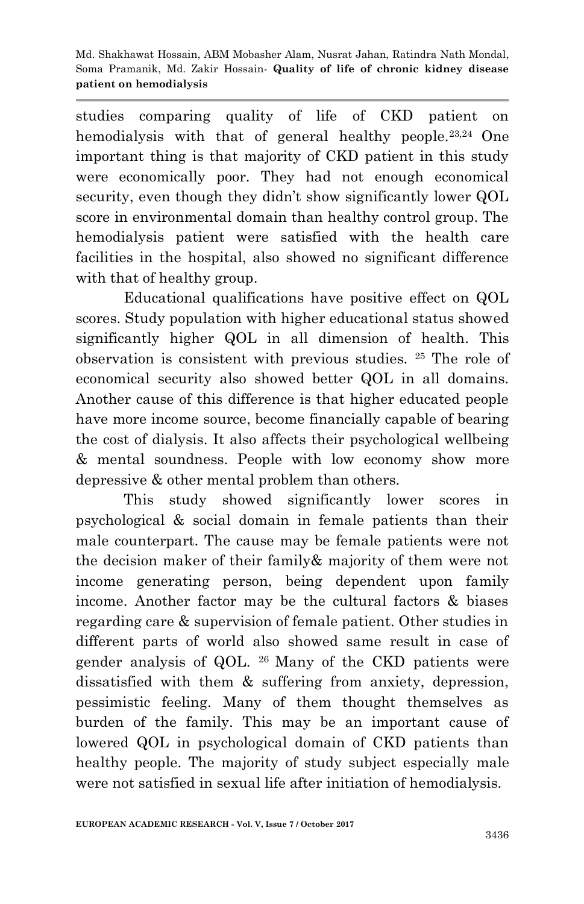studies comparing quality of life of CKD patient on hemodialysis with that of general healthy people.[23,24] One important thing is that majority of CKD patient in this study were economically poor. They had not enough economical security, even though they didn't show significantly lower QOL score in environmental domain than healthy control group. The hemodialysis patient were satisfied with the health care facilities in the hospital, also showed no significant difference with that of healthy group.

Educational qualifications have positive effect on QOL scores. Study population with higher educational status showed significantly higher QOL in all dimension of health. This observation is consistent with previous studies. [25] The role of economical security also showed better QOL in all domains. Another cause of this difference is that higher educated people have more income source, become financially capable of bearing the cost of dialysis. It also affects their psychological wellbeing & mental soundness. People with low economy show more depressive & other mental problem than others.

This study showed significantly lower scores in psychological & social domain in female patients than their male counterpart. The cause may be female patients were not the decision maker of their family& majority of them were not income generating person, being dependent upon family income. Another factor may be the cultural factors & biases regarding care & supervision of female patient. Other studies in different parts of world also showed same result in case of gender analysis of QOL. [26] Many of the CKD patients were dissatisfied with them & suffering from anxiety, depression, pessimistic feeling. Many of them thought themselves as burden of the family. This may be an important cause of lowered QOL in psychological domain of CKD patients than healthy people. The majority of study subject especially male were not satisfied in sexual life after initiation of hemodialysis.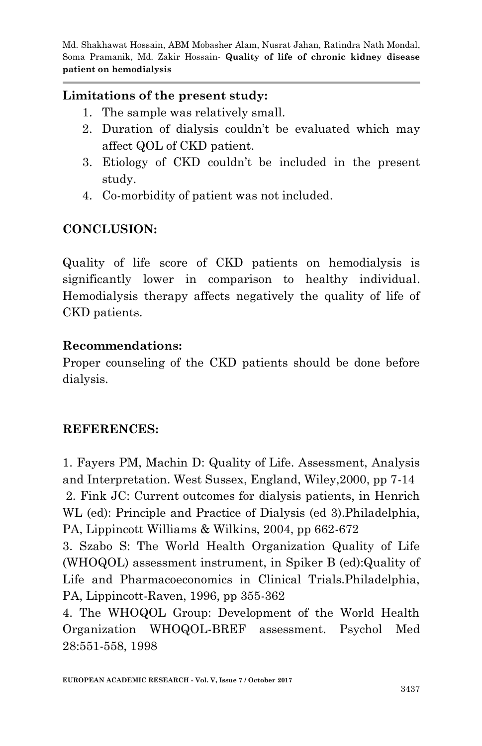**Limitations of the present study:**

1. The sample was relatively small.
2. Duration of dialysis couldn't be evaluated which may affect QOL of CKD patient.
3. Etiology of CKD couldn't be included in the present study.
4. Co-morbidity of patient was not included.

## CONCLUSION:

Quality of life score of CKD patients on hemodialysis is significantly lower in comparison to healthy individual. Hemodialysis therapy affects negatively the quality of life of CKD patients.

**Recommendations:**

Proper counseling of the CKD patients should be done before dialysis.

## REFERENCES:

1. Fayers PM, Machin D: Quality of Life. Assessment, Analysis and Interpretation. West Sussex, England, Wiley,2000, pp 7-14
2. Fink JC: Current outcomes for dialysis patients, in Henrich WL (ed): Principle and Practice of Dialysis (ed 3).Philadelphia, PA, Lippincott Williams & Wilkins, 2004, pp 662-672
3. Szabo S: The World Health Organization Quality of Life (WHOQOL) assessment instrument, in Spiker B (ed):Quality of Life and Pharmacoeconomics in Clinical Trials.Philadelphia, PA, Lippincott-Raven, 1996, pp 355-362
4. The WHOQOL Group: Development of the World Health Organization WHOQOL-BREF assessment. Psychol Med 28:551-558, 1998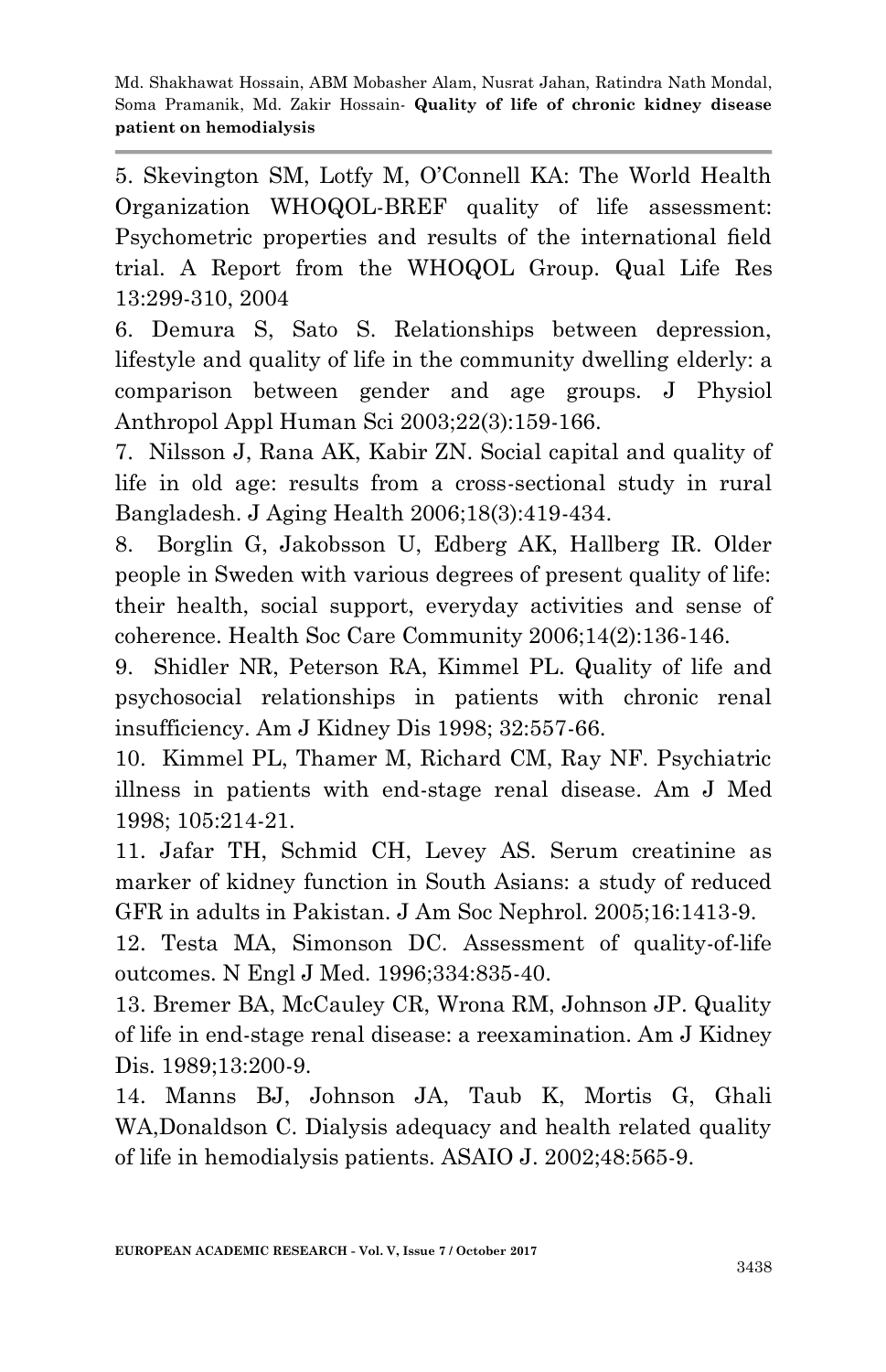5. Skevington SM, Lotfy M, O'Connell KA: The World Health Organization WHOQOL-BREF quality of life assessment: Psychometric properties and results of the international field trial. A Report from the WHOQOL Group. Qual Life Res 13:299-310, 2004

6. Demura S, Sato S. Relationships between depression, lifestyle and quality of life in the community dwelling elderly: a comparison between gender and age groups. J Physiol Anthropol Appl Human Sci 2003;22(3):159-166.

7. Nilsson J, Rana AK, Kabir ZN. Social capital and quality of life in old age: results from a cross-sectional study in rural Bangladesh. J Aging Health 2006;18(3):419-434.

8. Borglin G, Jakobsson U, Edberg AK, Hallberg IR. Older people in Sweden with various degrees of present quality of life: their health, social support, everyday activities and sense of coherence. Health Soc Care Community 2006;14(2):136-146.

9. Shidler NR, Peterson RA, Kimmel PL. Quality of life and psychosocial relationships in patients with chronic renal insufficiency. Am J Kidney Dis 1998; 32:557-66.

10. Kimmel PL, Thamer M, Richard CM, Ray NF. Psychiatric illness in patients with end-stage renal disease. Am J Med 1998; 105:214-21.

11. Jafar TH, Schmid CH, Levey AS. Serum creatinine as marker of kidney function in South Asians: a study of reduced GFR in adults in Pakistan. J Am Soc Nephrol. 2005;16:1413-9.

12. Testa MA, Simonson DC. Assessment of quality-of-life outcomes. N Engl J Med. 1996;334:835-40.

13. Bremer BA, McCauley CR, Wrona RM, Johnson JP. Quality of life in end-stage renal disease: a reexamination. Am J Kidney Dis. 1989;13:200-9.

14. Manns BJ, Johnson JA, Taub K, Mortis G, Ghali WA,Donaldson C. Dialysis adequacy and health related quality of life in hemodialysis patients. ASAIO J. 2002;48:565-9.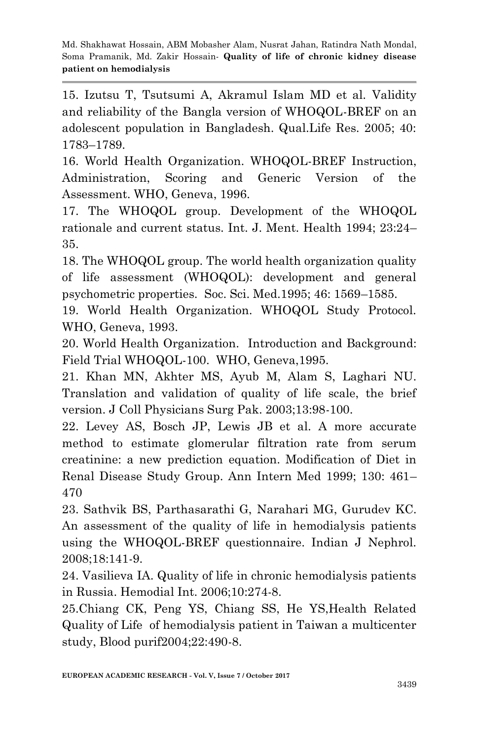15. Izutsu T, Tsutsumi A, Akramul Islam MD et al. Validity and reliability of the Bangla version of WHOQOL-BREF on an adolescent population in Bangladesh. Qual.Life Res. 2005; 40: 1783–1789.

16. World Health Organization. WHOQOL-BREF Instruction, Administration, Scoring and Generic Version of the Assessment. WHO, Geneva, 1996.

17. The WHOQOL group. Development of the WHOQOL rationale and current status. Int. J. Ment. Health 1994; 23:24–35.

18. The WHOQOL group. The world health organization quality of life assessment (WHOQOL): development and general psychometric properties. Soc. Sci. Med.1995; 46: 1569–1585.

19. World Health Organization. WHOQOL Study Protocol. WHO, Geneva, 1993.

20. World Health Organization. Introduction and Background: Field Trial WHOQOL-100. WHO, Geneva,1995.

21. Khan MN, Akhter MS, Ayub M, Alam S, Laghari NU. Translation and validation of quality of life scale, the brief version. J Coll Physicians Surg Pak. 2003;13:98-100.

22. Levey AS, Bosch JP, Lewis JB et al. A more accurate method to estimate glomerular filtration rate from serum creatinine: a new prediction equation. Modification of Diet in Renal Disease Study Group. Ann Intern Med 1999; 130: 461–470

23. Sathvik BS, Parthasarathi G, Narahari MG, Gurudev KC. An assessment of the quality of life in hemodialysis patients using the WHOQOL-BREF questionnaire. Indian J Nephrol. 2008;18:141-9.

24. Vasilieva IA. Quality of life in chronic hemodialysis patients in Russia. Hemodial Int. 2006;10:274-8.

25.Chiang CK, Peng YS, Chiang SS, He YS,Health Related Quality of Life of hemodialysis patient in Taiwan a multicenter study, Blood purif2004;22:490-8.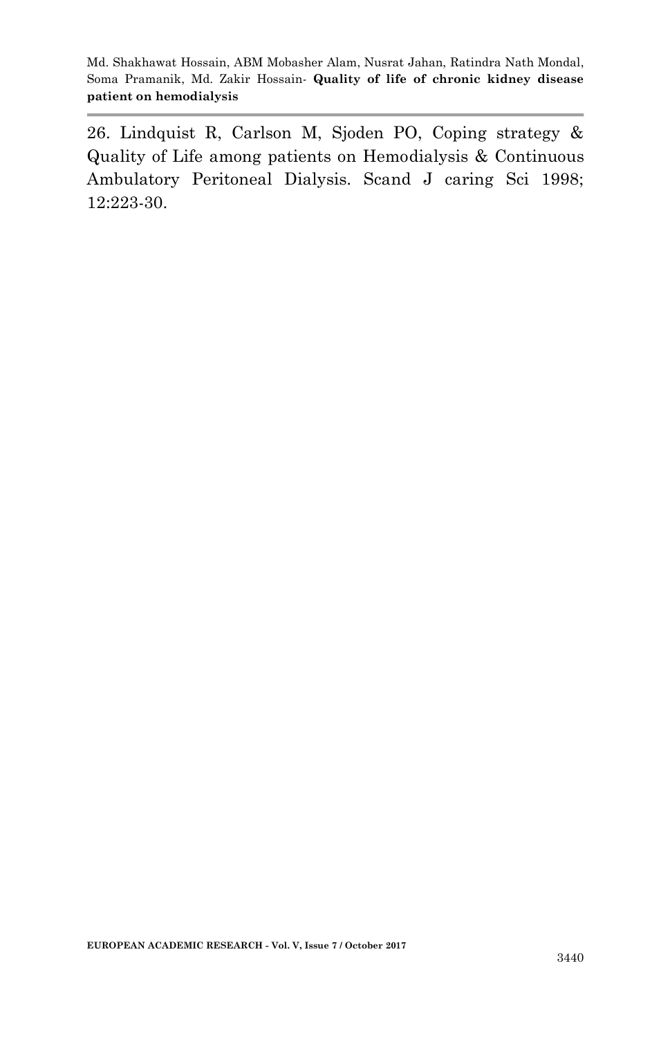26. Lindquist R, Carlson M, Sjoden PO, Coping strategy & Quality of Life among patients on Hemodialysis & Continuous Ambulatory Peritoneal Dialysis. Scand J caring Sci 1998; 12:223-30.